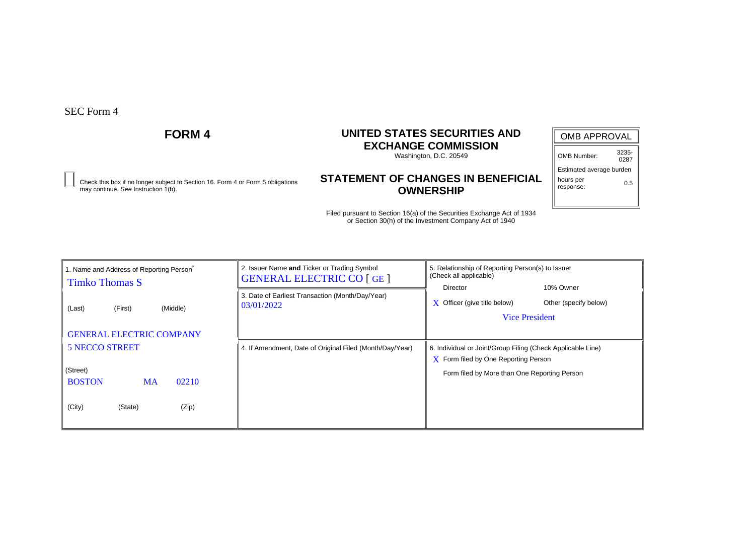SEC Form 4

# FORM 4

# UNITED STATES SECURITIES AND EXCHANGE COMMISSION

Washington, D.C. 20549

☐ Check this box if no longer subject to Section 16. Form 4 or Form 5 obligations may continue. *See* Instruction 1(b).

## STATEMENT OF CHANGES IN BENEFICIAL OWNERSHIP

Filed pursuant to Section 16(a) of the Securities Exchange Act of 1934 or Section 30(h) of the Investment Company Act of 1940

| OMB APPROVAL | |
|---|---|
| OMB Number: | 3235-0287 |
| Estimated average burden | |
| hours per response: | 0.5 |

| 1. Name and Address of Reporting Person* | 2. Issuer Name **and** Ticker or Trading Symbol | 5. Relationship of Reporting Person(s) to Issuer (Check all applicable) |
|---|---|---|
| Timko Thomas S | GENERAL ELECTRIC CO [ GE ] | Director / 10% Owner |
| (Last) (First) (Middle) | 3. Date of Earliest Transaction (Month/Day/Year) 03/01/2022 | X Officer (give title below) / Other (specify below) |
| GENERAL ELECTRIC COMPANY | | Vice President |
| 5 NECCO STREET | 4. If Amendment, Date of Original Filed (Month/Day/Year) | 6. Individual or Joint/Group Filing (Check Applicable Line) |
| (Street) | | X Form filed by One Reporting Person |
| BOSTON MA 02210 | | Form filed by More than One Reporting Person |
| (City) (State) (Zip) | | |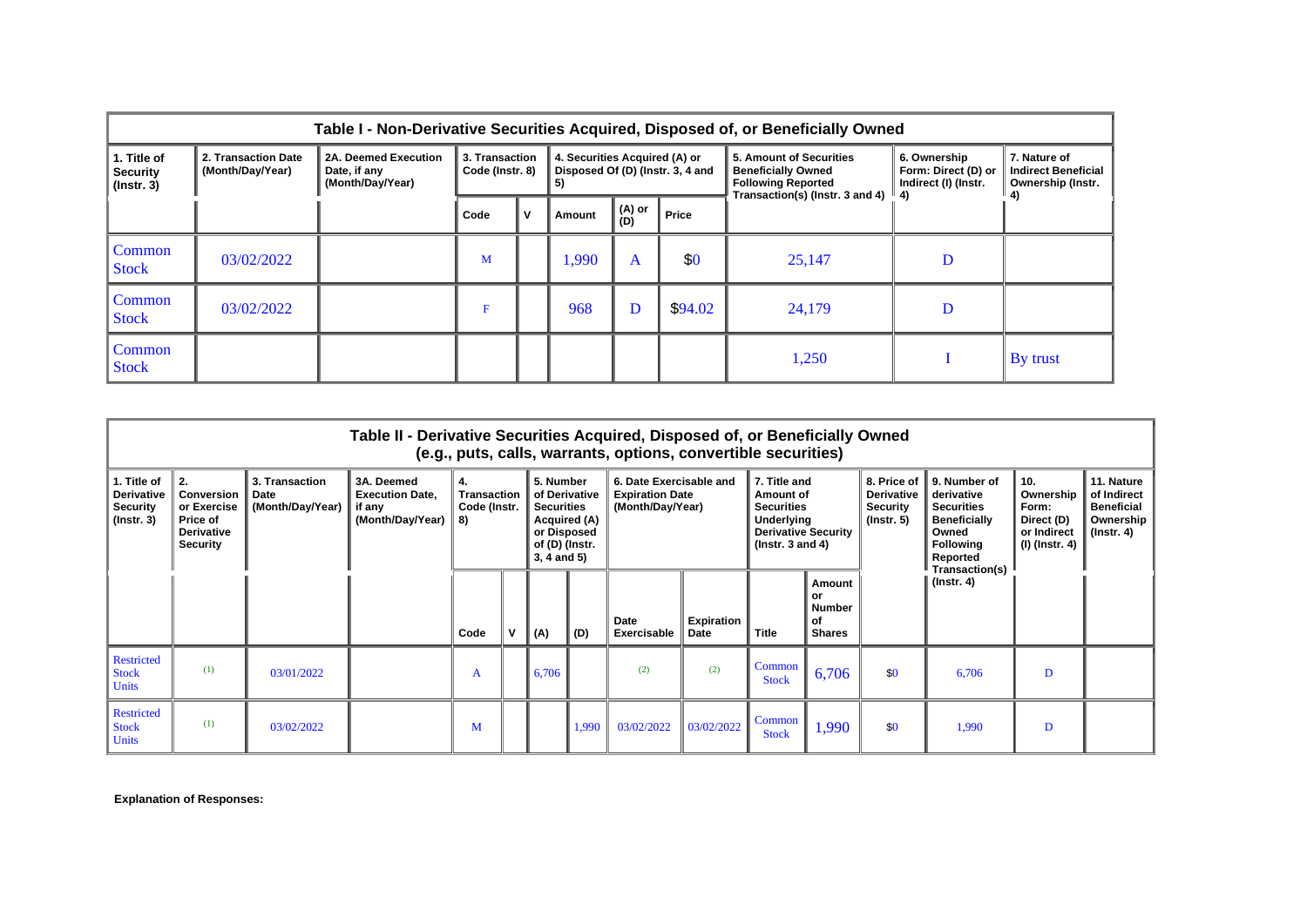| Table I - Non-Derivative Securities Acquired, Disposed of, or Beneficially Owned | | | | | | | | | | |
|---|---|---|---|---|---|---|---|---|---|---|
| 1. Title of Security (Instr. 3) | 2. Transaction Date (Month/Day/Year) | 2A. Deemed Execution Date, if any (Month/Day/Year) | 3. Transaction Code (Instr. 8) | | 4. Securities Acquired (A) or Disposed Of (D) (Instr. 3, 4 and 5) | | | 5. Amount of Securities Beneficially Owned Following Reported Transaction(s) (Instr. 3 and 4) | 6. Ownership Form: Direct (D) or Indirect (I) (Instr. 4) | 7. Nature of Indirect Beneficial Ownership (Instr. 4) |
| | | | Code | V | Amount | (A) or (D) | Price | | | |
| Common Stock | 03/02/2022 | | M | | 1,990 | A | $0 | 25,147 | D | |
| Common Stock | 03/02/2022 | | F | | 968 | D | $94.02 | 24,179 | D | |
| Common Stock | | | | | | | | 1,250 | I | By trust |

| Table II - Derivative Securities Acquired, Disposed of, or Beneficially Owned (e.g., puts, calls, warrants, options, convertible securities) | | | | | | | | | | | | | | | |
|---|---|---|---|---|---|---|---|---|---|---|---|---|---|---|---|
| 1. Title of Derivative Security (Instr. 3) | 2. Conversion or Exercise Price of Derivative Security | 3. Transaction Date (Month/Day/Year) | 3A. Deemed Execution Date, if any (Month/Day/Year) | 4. Transaction Code (Instr. 8) | | 5. Number of Derivative Securities Acquired (A) or Disposed of (D) (Instr. 3, 4 and 5) | | 6. Date Exercisable and Expiration Date (Month/Day/Year) | | 7. Title and Amount of Securities Underlying Derivative Security (Instr. 3 and 4) | | 8. Price of Derivative Security (Instr. 5) | 9. Number of derivative Securities Beneficially Owned Following Reported Transaction(s) (Instr. 4) | 10. Ownership Form: Direct (D) or Indirect (I) (Instr. 4) | 11. Nature of Indirect Beneficial Ownership (Instr. 4) |
| | | | | Code | V | (A) | (D) | Date Exercisable | Expiration Date | Title | Amount or Number of Shares | | | | |
| Restricted Stock Units | (1) | 03/01/2022 | | A | | 6,706 | | (2) | (2) | Common Stock | 6,706 | $0 | 6,706 | D | |
| Restricted Stock Units | (1) | 03/02/2022 | | M | | | 1,990 | 03/02/2022 | 03/02/2022 | Common Stock | 1,990 | $0 | 1,990 | D | |

**Explanation of Responses:**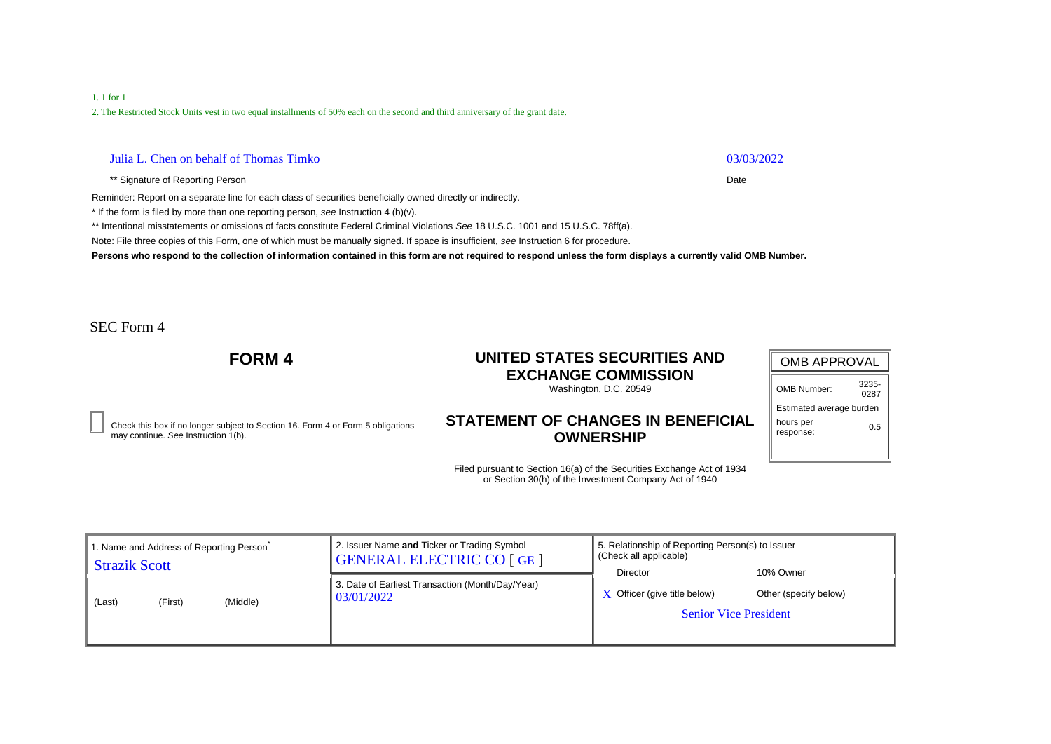1. 1 for 1

2. The Restricted Stock Units vest in two equal installments of 50% each on the second and third anniversary of the grant date.

| Julia L. Chen on behalf of Thomas Timko | 03/03/2022 |
|---|---|
| ** Signature of Reporting Person | Date |

Reminder: Report on a separate line for each class of securities beneficially owned directly or indirectly.

* If the form is filed by more than one reporting person, *see* Instruction 4 (b)(v).

** Intentional misstatements or omissions of facts constitute Federal Criminal Violations *See* 18 U.S.C. 1001 and 15 U.S.C. 78ff(a).

Note: File three copies of this Form, one of which must be manually signed. If space is insufficient, *see* Instruction 6 for procedure.

**Persons who respond to the collection of information contained in this form are not required to respond unless the form displays a currently valid OMB Number.**

SEC Form 4

# FORM 4

## UNITED STATES SECURITIES AND EXCHANGE COMMISSION

Washington, D.C. 20549

## STATEMENT OF CHANGES IN BENEFICIAL OWNERSHIP

Filed pursuant to Section 16(a) of the Securities Exchange Act of 1934 or Section 30(h) of the Investment Company Act of 1940

| OMB APPROVAL | |
|---|---|
| OMB Number: | 3235-0287 |
| Estimated average burden | |
| hours per response: | 0.5 |

☐ Check this box if no longer subject to Section 16. Form 4 or Form 5 obligations may continue. *See* Instruction 1(b).

| 1. Name and Address of Reporting Person* | 2. Issuer Name **and** Ticker or Trading Symbol | 5. Relationship of Reporting Person(s) to Issuer (Check all applicable) |
|---|---|---|
| Strazik Scott | GENERAL ELECTRIC CO [ GE ] | Director / 10% Owner |
| (Last) (First) (Middle) | 3. Date of Earliest Transaction (Month/Day/Year) 03/01/2022 | X Officer (give title below) / Other (specify below) |
| | | Senior Vice President |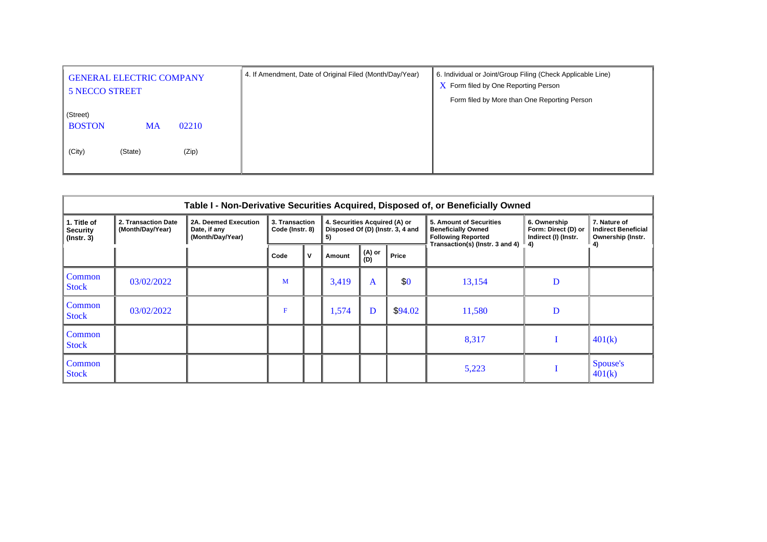| GENERAL ELECTRIC COMPANY<br>5 NECCO STREET<br><br>(Street)<br>BOSTON MA 02210<br><br>(City) (State) (Zip) | 4. If Amendment, Date of Original Filed (Month/Day/Year) | 6. Individual or Joint/Group Filing (Check Applicable Line)<br>X Form filed by One Reporting Person<br>Form filed by More than One Reporting Person |
|---|---|---|

**Table I - Non-Derivative Securities Acquired, Disposed of, or Beneficially Owned**

| 1. Title of Security (Instr. 3) | 2. Transaction Date (Month/Day/Year) | 2A. Deemed Execution Date, if any (Month/Day/Year) | 3. Transaction Code (Instr. 8) | | 4. Securities Acquired (A) or Disposed Of (D) (Instr. 3, 4 and 5) | | | 5. Amount of Securities Beneficially Owned Following Reported Transaction(s) (Instr. 3 and 4) | 6. Ownership Form: Direct (D) or Indirect (I) (Instr. 4) | 7. Nature of Indirect Beneficial Ownership (Instr. 4) |
|---|---|---|---|---|---|---|---|---|---|---|
| | | | Code | V | Amount | (A) or (D) | Price | | | |
| Common Stock | 03/02/2022 | | M | | 3,419 | A | $0 | 13,154 | D | |
| Common Stock | 03/02/2022 | | F | | 1,574 | D | $94.02 | 11,580 | D | |
| Common Stock | | | | | | | | 8,317 | I | 401(k) |
| Common Stock | | | | | | | | 5,223 | I | Spouse's 401(k) |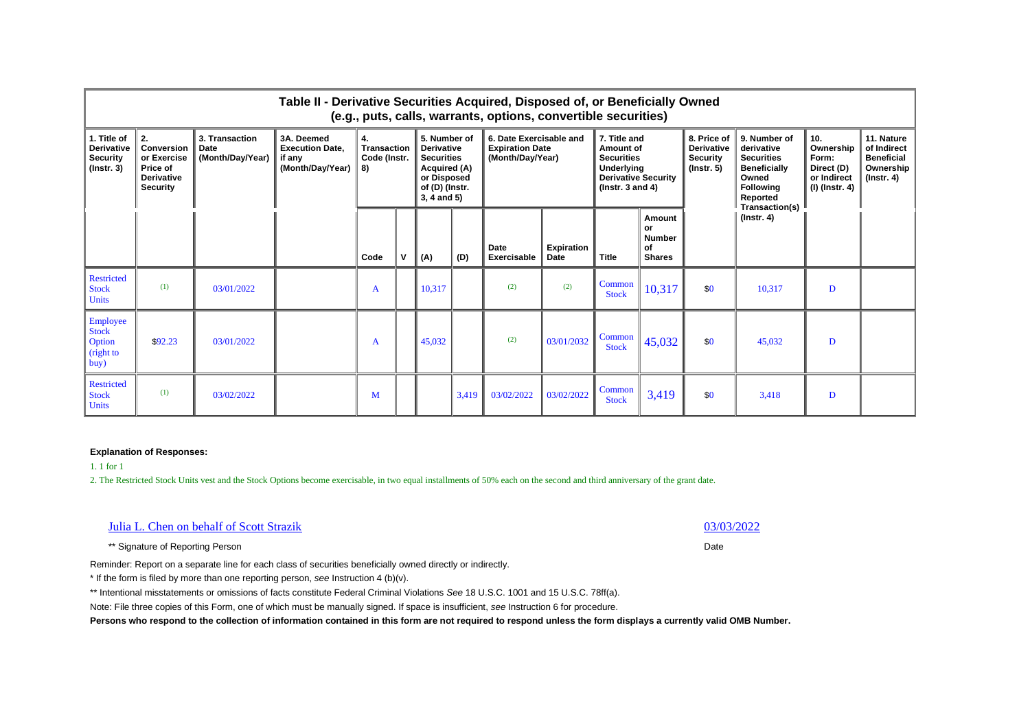## Table II - Derivative Securities Acquired, Disposed of, or Beneficially Owned
### (e.g., puts, calls, warrants, options, convertible securities)

| 1. Title of Derivative Security (Instr. 3) | 2. Conversion or Exercise Price of Derivative Security | 3. Transaction Date (Month/Day/Year) | 3A. Deemed Execution Date, if any (Month/Day/Year) | 4. Transaction Code (Instr. 8) | | 5. Number of Derivative Securities Acquired (A) or Disposed of (D) (Instr. 3, 4 and 5) | | 6. Date Exercisable and Expiration Date (Month/Day/Year) | | 7. Title and Amount of Securities Underlying Derivative Security (Instr. 3 and 4) | | 8. Price of Derivative Security (Instr. 5) | 9. Number of derivative Securities Beneficially Owned Following Reported Transaction(s) (Instr. 4) | 10. Ownership Form: Direct (D) or Indirect (I) (Instr. 4) | 11. Nature of Indirect Beneficial Ownership (Instr. 4) |
|---|---|---|---|---|---|---|---|---|---|---|---|---|---|---|---|
| | | | | Code | V | (A) | (D) | Date Exercisable | Expiration Date | Title | Amount or Number of Shares | | | | |
| Restricted Stock Units | (1) | 03/01/2022 | | A | | 10,317 | | (2) | (2) | Common Stock | 10,317 | $0 | 10,317 | D | |
| Employee Stock Option (right to buy) | $92.23 | 03/01/2022 | | A | | 45,032 | | (2) | 03/01/2032 | Common Stock | 45,032 | $0 | 45,032 | D | |
| Restricted Stock Units | (1) | 03/02/2022 | | M | | | 3,419 | 03/02/2022 | 03/02/2022 | Common Stock | 3,419 | $0 | 3,418 | D | |

**Explanation of Responses:**

1. 1 for 1

2. The Restricted Stock Units vest and the Stock Options become exercisable, in two equal installments of 50% each on the second and third anniversary of the grant date.

Julia L. Chen on behalf of Scott Strazik — 03/03/2022

** Signature of Reporting Person — Date

Reminder: Report on a separate line for each class of securities beneficially owned directly or indirectly.

* If the form is filed by more than one reporting person, *see* Instruction 4 (b)(v).

** Intentional misstatements or omissions of facts constitute Federal Criminal Violations *See* 18 U.S.C. 1001 and 15 U.S.C. 78ff(a).

Note: File three copies of this Form, one of which must be manually signed. If space is insufficient, *see* Instruction 6 for procedure.

**Persons who respond to the collection of information contained in this form are not required to respond unless the form displays a currently valid OMB Number.**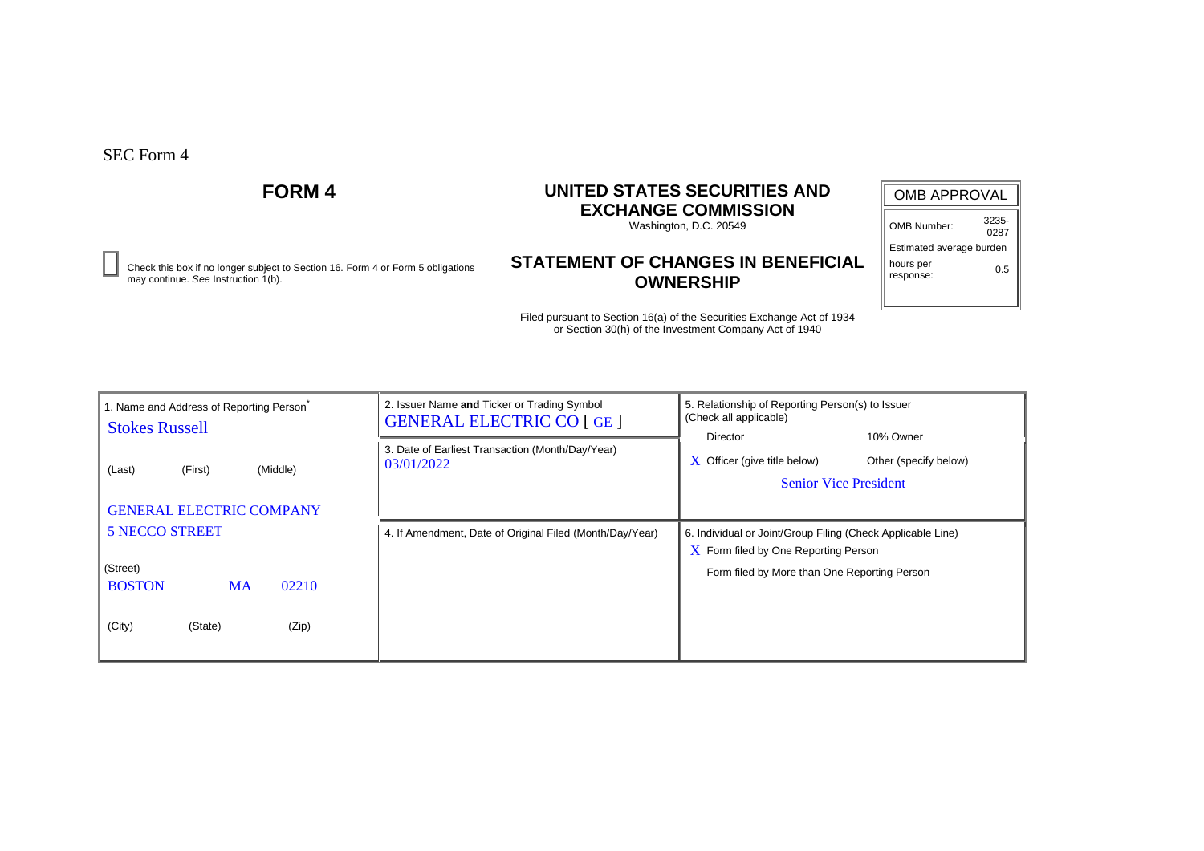SEC Form 4

# FORM 4

## UNITED STATES SECURITIES AND EXCHANGE COMMISSION

Washington, D.C. 20549

## STATEMENT OF CHANGES IN BENEFICIAL OWNERSHIP

Filed pursuant to Section 16(a) of the Securities Exchange Act of 1934 or Section 30(h) of the Investment Company Act of 1940

| OMB APPROVAL | |
|---|---|
| OMB Number: | 3235-0287 |
| Estimated average burden | |
| hours per response: | 0.5 |

☐ Check this box if no longer subject to Section 16. Form 4 or Form 5 obligations may continue. *See* Instruction 1(b).

| 1. Name and Address of Reporting Person* | 2. Issuer Name **and** Ticker or Trading Symbol | 5. Relationship of Reporting Person(s) to Issuer (Check all applicable) |
|---|---|---|
| Stokes Russell | GENERAL ELECTRIC CO [ GE ] | Director / 10% Owner |
| (Last) (First) (Middle) | 3. Date of Earliest Transaction (Month/Day/Year) 03/01/2022 | X Officer (give title below) / Other (specify below) |
| GENERAL ELECTRIC COMPANY | | Senior Vice President |
| 5 NECCO STREET | 4. If Amendment, Date of Original Filed (Month/Day/Year) | 6. Individual or Joint/Group Filing (Check Applicable Line) |
| (Street) | | X Form filed by One Reporting Person |
| BOSTON MA 02210 | | Form filed by More than One Reporting Person |
| (City) (State) (Zip) | | |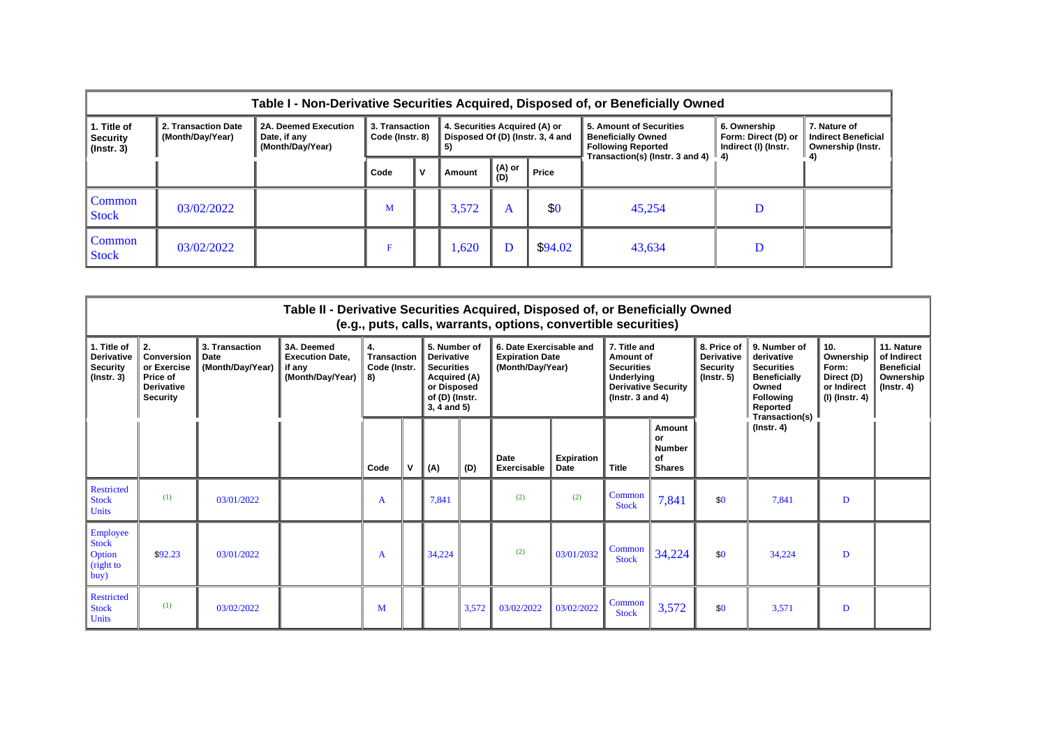## Table I - Non-Derivative Securities Acquired, Disposed of, or Beneficially Owned

| 1. Title of Security (Instr. 3) | 2. Transaction Date (Month/Day/Year) | 2A. Deemed Execution Date, if any (Month/Day/Year) | 3. Transaction Code (Instr. 8) | | 4. Securities Acquired (A) or Disposed Of (D) (Instr. 3, 4 and 5) | | | 5. Amount of Securities Beneficially Owned Following Reported Transaction(s) (Instr. 3 and 4) | 6. Ownership Form: Direct (D) or Indirect (I) (Instr. 4) | 7. Nature of Indirect Beneficial Ownership (Instr. 4) |
|---|---|---|---|---|---|---|---|---|---|---|
| | | | Code | V | Amount | (A) or (D) | Price | | | |
| Common Stock | 03/02/2022 | | M | | 3,572 | A | $0 | 45,254 | D | |
| Common Stock | 03/02/2022 | | F | | 1,620 | D | $94.02 | 43,634 | D | |

## Table II - Derivative Securities Acquired, Disposed of, or Beneficially Owned (e.g., puts, calls, warrants, options, convertible securities)

| 1. Title of Derivative Security (Instr. 3) | 2. Conversion or Exercise Price of Derivative Security | 3. Transaction Date (Month/Day/Year) | 3A. Deemed Execution Date, if any (Month/Day/Year) | 4. Transaction Code (Instr. 8) | | 5. Number of Derivative Securities Acquired (A) or Disposed of (D) (Instr. 3, 4 and 5) | | 6. Date Exercisable and Expiration Date (Month/Day/Year) | | 7. Title and Amount of Securities Underlying Derivative Security (Instr. 3 and 4) | | 8. Price of Derivative Security (Instr. 5) | 9. Number of derivative Securities Beneficially Owned Following Reported Transaction(s) (Instr. 4) | 10. Ownership Form: Direct (D) or Indirect (I) (Instr. 4) | 11. Nature of Indirect Beneficial Ownership (Instr. 4) |
|---|---|---|---|---|---|---|---|---|---|---|---|---|---|---|---|
| | | | | Code | V | (A) | (D) | Date Exercisable | Expiration Date | Title | Amount or Number of Shares | | | | |
| Restricted Stock Units | (1) | 03/01/2022 | | A | | 7,841 | | (2) | (2) | Common Stock | 7,841 | $0 | 7,841 | D | |
| Employee Stock Option (right to buy) | $92.23 | 03/01/2022 | | A | | 34,224 | | (2) | 03/01/2032 | Common Stock | 34,224 | $0 | 34,224 | D | |
| Restricted Stock Units | (1) | 03/02/2022 | | M | | | 3,572 | 03/02/2022 | 03/02/2022 | Common Stock | 3,572 | $0 | 3,571 | D | |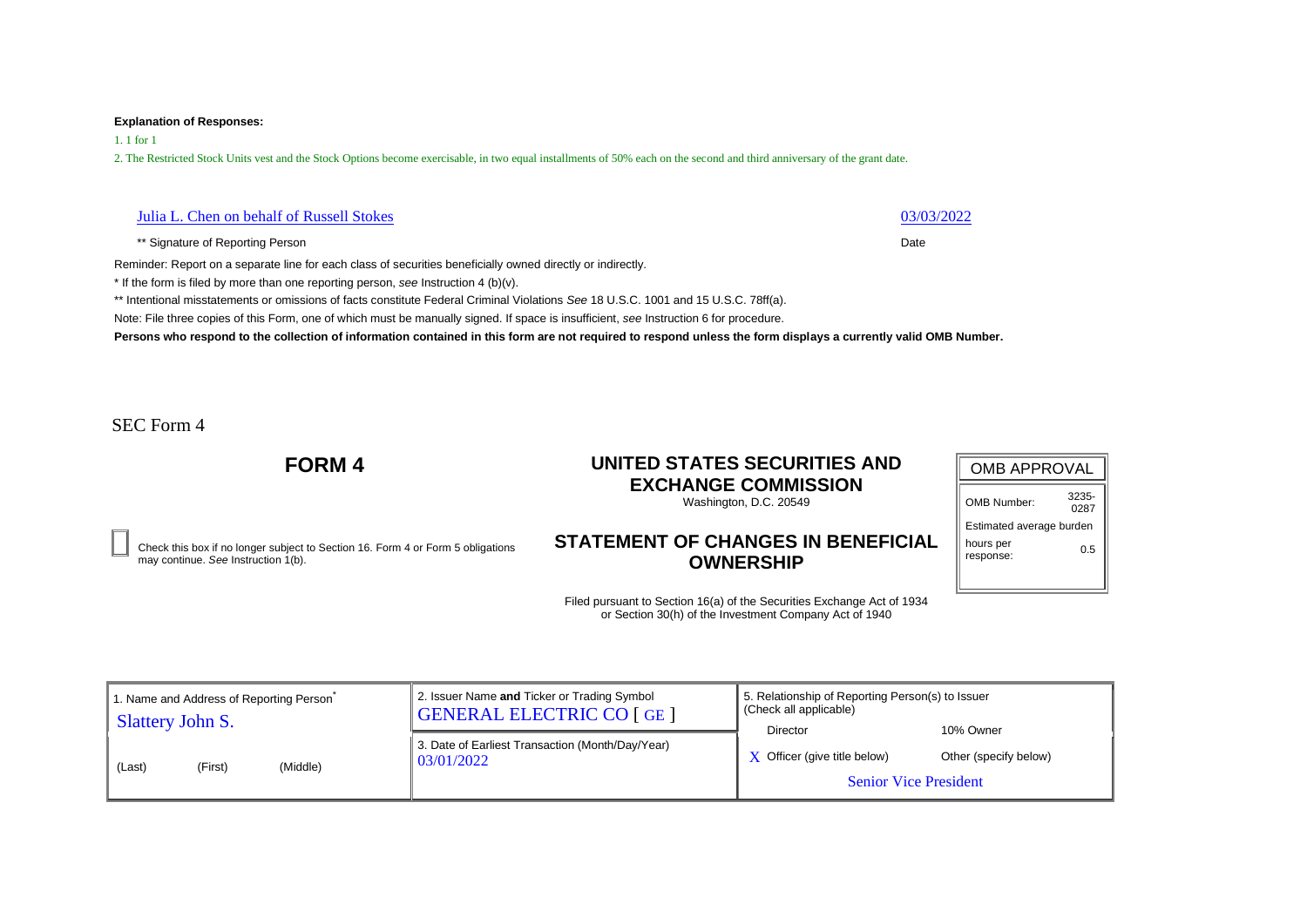**Explanation of Responses:**

1. 1 for 1

2. The Restricted Stock Units vest and the Stock Options become exercisable, in two equal installments of 50% each on the second and third anniversary of the grant date.

| Julia L. Chen on behalf of Russell Stokes | 03/03/2022 |
|---|---|
| ** Signature of Reporting Person | Date |

Reminder: Report on a separate line for each class of securities beneficially owned directly or indirectly.

* If the form is filed by more than one reporting person, *see* Instruction 4 (b)(v).

** Intentional misstatements or omissions of facts constitute Federal Criminal Violations *See* 18 U.S.C. 1001 and 15 U.S.C. 78ff(a).

Note: File three copies of this Form, one of which must be manually signed. If space is insufficient, *see* Instruction 6 for procedure.

**Persons who respond to the collection of information contained in this form are not required to respond unless the form displays a currently valid OMB Number.**

SEC Form 4

# FORM 4

## UNITED STATES SECURITIES AND EXCHANGE COMMISSION

Washington, D.C. 20549

| OMB APPROVAL | |
|---|---|
| OMB Number: | 3235-0287 |
| Estimated average burden | |
| hours per response: | 0.5 |

☐ Check this box if no longer subject to Section 16. Form 4 or Form 5 obligations may continue. *See* Instruction 1(b).

## STATEMENT OF CHANGES IN BENEFICIAL OWNERSHIP

Filed pursuant to Section 16(a) of the Securities Exchange Act of 1934 or Section 30(h) of the Investment Company Act of 1940

| 1. Name and Address of Reporting Person* | 2. Issuer Name **and** Ticker or Trading Symbol | 5. Relationship of Reporting Person(s) to Issuer (Check all applicable) |
|---|---|---|
| Slattery John S. | GENERAL ELECTRIC CO [ GE ] | Director / 10% Owner |
| (Last) (First) (Middle) | 3. Date of Earliest Transaction (Month/Day/Year) 03/01/2022 | X Officer (give title below) / Other (specify below) |
| | | Senior Vice President |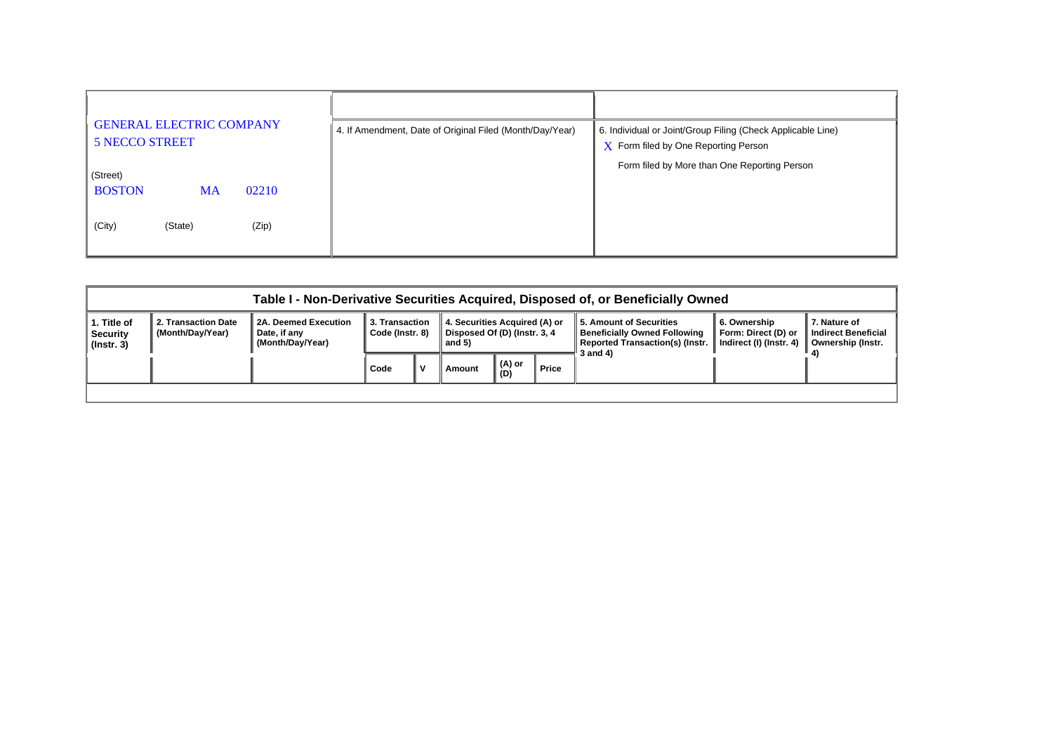GENERAL ELECTRIC COMPANY
5 NECCO STREET

(Street)

BOSTON MA 02210

(City) (State) (Zip)

4. If Amendment, Date of Original Filed (Month/Day/Year)

6. Individual or Joint/Group Filing (Check Applicable Line)

X Form filed by One Reporting Person

Form filed by More than One Reporting Person

## Table I - Non-Derivative Securities Acquired, Disposed of, or Beneficially Owned

| 1. Title of Security (Instr. 3) | 2. Transaction Date (Month/Day/Year) | 2A. Deemed Execution Date, if any (Month/Day/Year) | 3. Transaction Code (Instr. 8) | | 4. Securities Acquired (A) or Disposed Of (D) (Instr. 3, 4 and 5) | | | 5. Amount of Securities Beneficially Owned Following Reported Transaction(s) (Instr. 3 and 4) | 6. Ownership Form: Direct (D) or Indirect (I) (Instr. 4) | 7. Nature of Indirect Beneficial Ownership (Instr. 4) |
|---|---|---|---|---|---|---|---|---|---|---|
| | | | Code | V | Amount | (A) or (D) | Price | | | |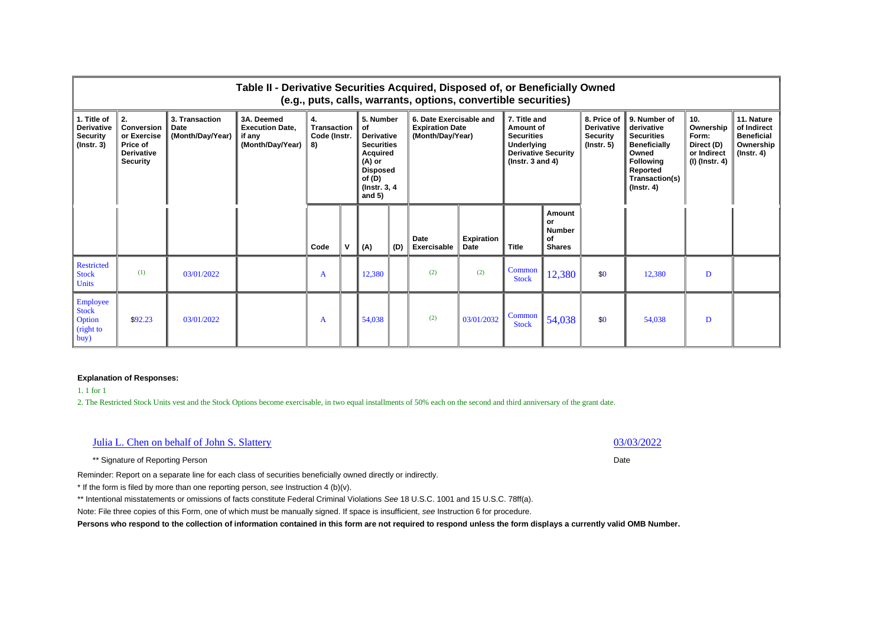## Table II - Derivative Securities Acquired, Disposed of, or Beneficially Owned
### (e.g., puts, calls, warrants, options, convertible securities)

| 1. Title of Derivative Security (Instr. 3) | 2. Conversion or Exercise Price of Derivative Security | 3. Transaction Date (Month/Day/Year) | 3A. Deemed Execution Date, if any (Month/Day/Year) | 4. Transaction Code (Instr. 8) | | 5. Number of Derivative Securities Acquired (A) or Disposed of (D) (Instr. 3, 4 and 5) | | 6. Date Exercisable and Expiration Date (Month/Day/Year) | | 7. Title and Amount of Securities Underlying Derivative Security (Instr. 3 and 4) | | 8. Price of Derivative Security (Instr. 5) | 9. Number of derivative Securities Beneficially Owned Following Reported Transaction(s) (Instr. 4) | 10. Ownership Form: Direct (D) or Indirect (I) (Instr. 4) | 11. Nature of Indirect Beneficial Ownership (Instr. 4) |
|---|---|---|---|---|---|---|---|---|---|---|---|---|---|---|---|
| | | | | Code | V | (A) | (D) | Date Exercisable | Expiration Date | Title | Amount or Number of Shares | | | | |
| Restricted Stock Units | (1) | 03/01/2022 | | A | | 12,380 | | (2) | (2) | Common Stock | 12,380 | $0 | 12,380 | D | |
| Employee Stock Option (right to buy) | $92.23 | 03/01/2022 | | A | | 54,038 | | (2) | 03/01/2032 | Common Stock | 54,038 | $0 | 54,038 | D | |

**Explanation of Responses:**

1. 1 for 1

2. The Restricted Stock Units vest and the Stock Options become exercisable, in two equal installments of 50% each on the second and third anniversary of the grant date.

Julia L. Chen on behalf of John S. Slattery — 03/03/2022

** Signature of Reporting Person — Date

Reminder: Report on a separate line for each class of securities beneficially owned directly or indirectly.

* If the form is filed by more than one reporting person, *see* Instruction 4 (b)(v).

** Intentional misstatements or omissions of facts constitute Federal Criminal Violations *See* 18 U.S.C. 1001 and 15 U.S.C. 78ff(a).

Note: File three copies of this Form, one of which must be manually signed. If space is insufficient, *see* Instruction 6 for procedure.

**Persons who respond to the collection of information contained in this form are not required to respond unless the form displays a currently valid OMB Number.**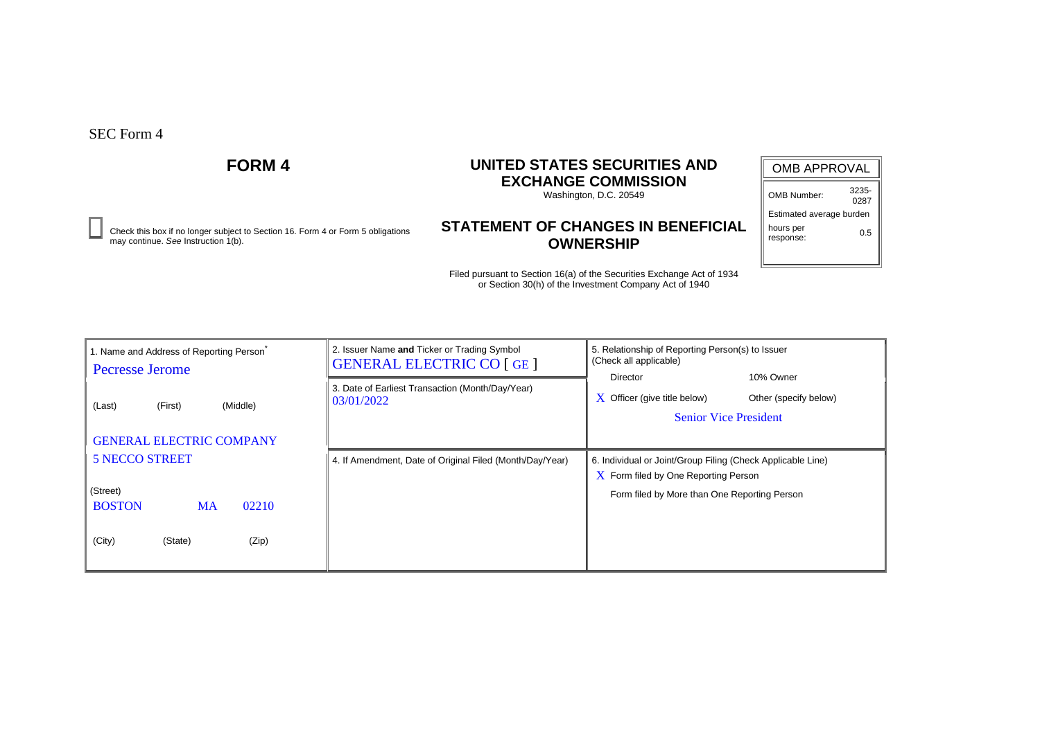SEC Form 4

# FORM 4

## UNITED STATES SECURITIES AND EXCHANGE COMMISSION

Washington, D.C. 20549

| OMB APPROVAL | |
|---|---|
| OMB Number: | 3235-0287 |
| Estimated average burden | |
| hours per response: | 0.5 |

☐ Check this box if no longer subject to Section 16. Form 4 or Form 5 obligations may continue. *See* Instruction 1(b).

## STATEMENT OF CHANGES IN BENEFICIAL OWNERSHIP

Filed pursuant to Section 16(a) of the Securities Exchange Act of 1934 or Section 30(h) of the Investment Company Act of 1940

| 1. Name and Address of Reporting Person* | 2. Issuer Name **and** Ticker or Trading Symbol | 5. Relationship of Reporting Person(s) to Issuer (Check all applicable) |
|---|---|---|
| Pecresse Jerome | GENERAL ELECTRIC CO [ GE ] | Director / 10% Owner |
| (Last) (First) (Middle) | 3. Date of Earliest Transaction (Month/Day/Year) 03/01/2022 | X Officer (give title below) / Other (specify below) |
| GENERAL ELECTRIC COMPANY | | Senior Vice President |
| 5 NECCO STREET | 4. If Amendment, Date of Original Filed (Month/Day/Year) | 6. Individual or Joint/Group Filing (Check Applicable Line) |
| (Street) | | X Form filed by One Reporting Person |
| BOSTON MA 02210 | | Form filed by More than One Reporting Person |
| (City) (State) (Zip) | | |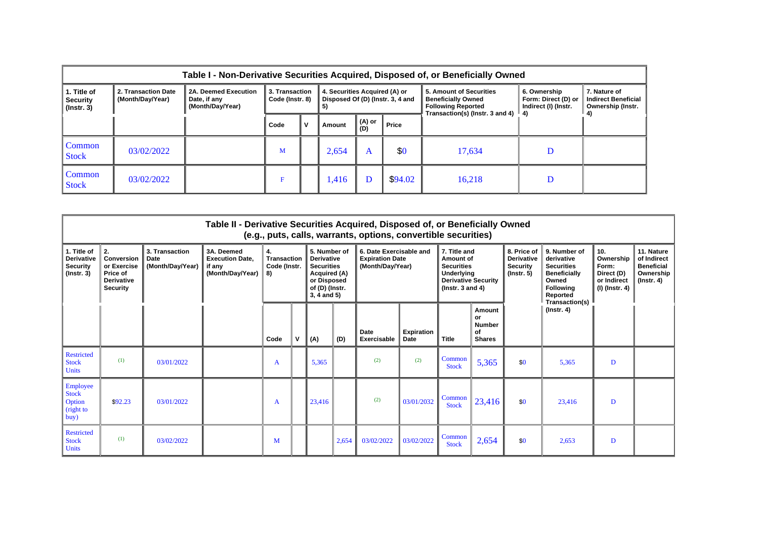**Table I - Non-Derivative Securities Acquired, Disposed of, or Beneficially Owned**

| 1. Title of Security (Instr. 3) | 2. Transaction Date (Month/Day/Year) | 2A. Deemed Execution Date, if any (Month/Day/Year) | 3. Transaction Code (Instr. 8) | | 4. Securities Acquired (A) or Disposed Of (D) (Instr. 3, 4 and 5) | | | 5. Amount of Securities Beneficially Owned Following Reported Transaction(s) (Instr. 3 and 4) | 6. Ownership Form: Direct (D) or Indirect (I) (Instr. 4) | 7. Nature of Indirect Beneficial Ownership (Instr. 4) |
|---|---|---|---|---|---|---|---|---|---|---|
| | | | Code | V | Amount | (A) or (D) | Price | | | |
| Common Stock | 03/02/2022 | | M | | 2,654 | A | $0 | 17,634 | D | |
| Common Stock | 03/02/2022 | | F | | 1,416 | D | $94.02 | 16,218 | D | |

**Table II - Derivative Securities Acquired, Disposed of, or Beneficially Owned (e.g., puts, calls, warrants, options, convertible securities)**

| 1. Title of Derivative Security (Instr. 3) | 2. Conversion or Exercise Price of Derivative Security | 3. Transaction Date (Month/Day/Year) | 3A. Deemed Execution Date, if any (Month/Day/Year) | 4. Transaction Code (Instr. 8) | | 5. Number of Derivative Securities Acquired (A) or Disposed of (D) (Instr. 3, 4 and 5) | | 6. Date Exercisable and Expiration Date (Month/Day/Year) | | 7. Title and Amount of Securities Underlying Derivative Security (Instr. 3 and 4) | | 8. Price of Derivative Security (Instr. 5) | 9. Number of derivative Securities Beneficially Owned Following Reported Transaction(s) (Instr. 4) | 10. Ownership Form: Direct (D) or Indirect (I) (Instr. 4) | 11. Nature of Indirect Beneficial Ownership (Instr. 4) |
|---|---|---|---|---|---|---|---|---|---|---|---|---|---|---|---|
| | | | | Code | V | (A) | (D) | Date Exercisable | Expiration Date | Title | Amount or Number of Shares | | | | |
| Restricted Stock Units | (1) | 03/01/2022 | | A | | 5,365 | | (2) | (2) | Common Stock | 5,365 | $0 | 5,365 | D | |
| Employee Stock Option (right to buy) | $92.23 | 03/01/2022 | | A | | 23,416 | | (2) | 03/01/2032 | Common Stock | 23,416 | $0 | 23,416 | D | |
| Restricted Stock Units | (1) | 03/02/2022 | | M | | | 2,654 | 03/02/2022 | 03/02/2022 | Common Stock | 2,654 | $0 | 2,653 | D | |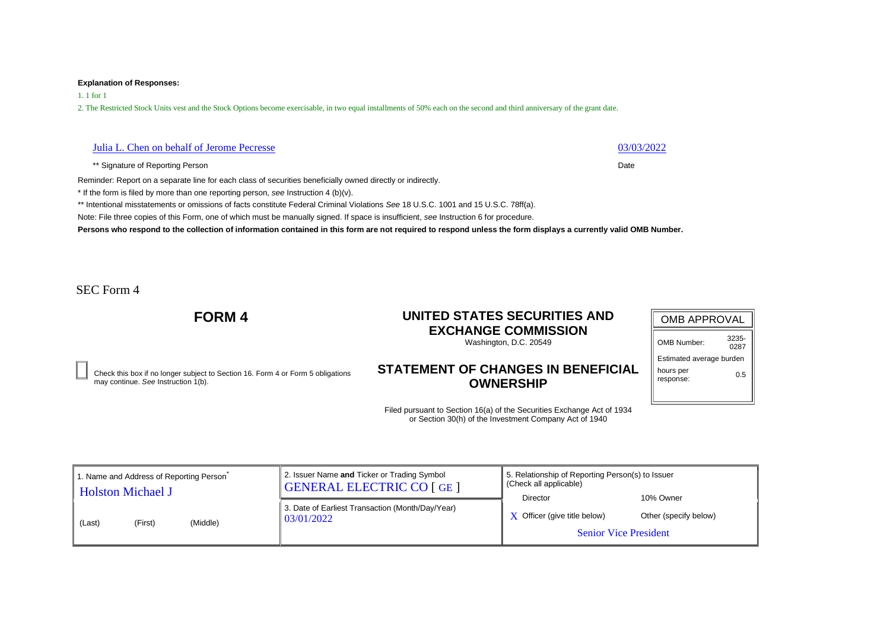**Explanation of Responses:**

1. 1 for 1

2. The Restricted Stock Units vest and the Stock Options become exercisable, in two equal installments of 50% each on the second and third anniversary of the grant date.

| Julia L. Chen on behalf of Jerome Pecresse | 03/03/2022 |
|---|---|
| ** Signature of Reporting Person | Date |

Reminder: Report on a separate line for each class of securities beneficially owned directly or indirectly.

* If the form is filed by more than one reporting person, *see* Instruction 4 (b)(v).

** Intentional misstatements or omissions of facts constitute Federal Criminal Violations *See* 18 U.S.C. 1001 and 15 U.S.C. 78ff(a).

Note: File three copies of this Form, one of which must be manually signed. If space is insufficient, *see* Instruction 6 for procedure.

**Persons who respond to the collection of information contained in this form are not required to respond unless the form displays a currently valid OMB Number.**

SEC Form 4

# FORM 4

## UNITED STATES SECURITIES AND EXCHANGE COMMISSION

Washington, D.C. 20549

## STATEMENT OF CHANGES IN BENEFICIAL OWNERSHIP

Filed pursuant to Section 16(a) of the Securities Exchange Act of 1934 or Section 30(h) of the Investment Company Act of 1940

☐ Check this box if no longer subject to Section 16. Form 4 or Form 5 obligations may continue. *See* Instruction 1(b).

| OMB APPROVAL | |
|---|---|
| OMB Number: | 3235-0287 |
| Estimated average burden | |
| hours per response: | 0.5 |

| 1. Name and Address of Reporting Person* | 2. Issuer Name **and** Ticker or Trading Symbol | 5. Relationship of Reporting Person(s) to Issuer (Check all applicable) |
|---|---|---|
| Holston Michael J | GENERAL ELECTRIC CO [ GE ] | Director / 10% Owner |
| (Last) (First) (Middle) | 3. Date of Earliest Transaction (Month/Day/Year) 03/01/2022 | X Officer (give title below) / Other (specify below) |
| | | Senior Vice President |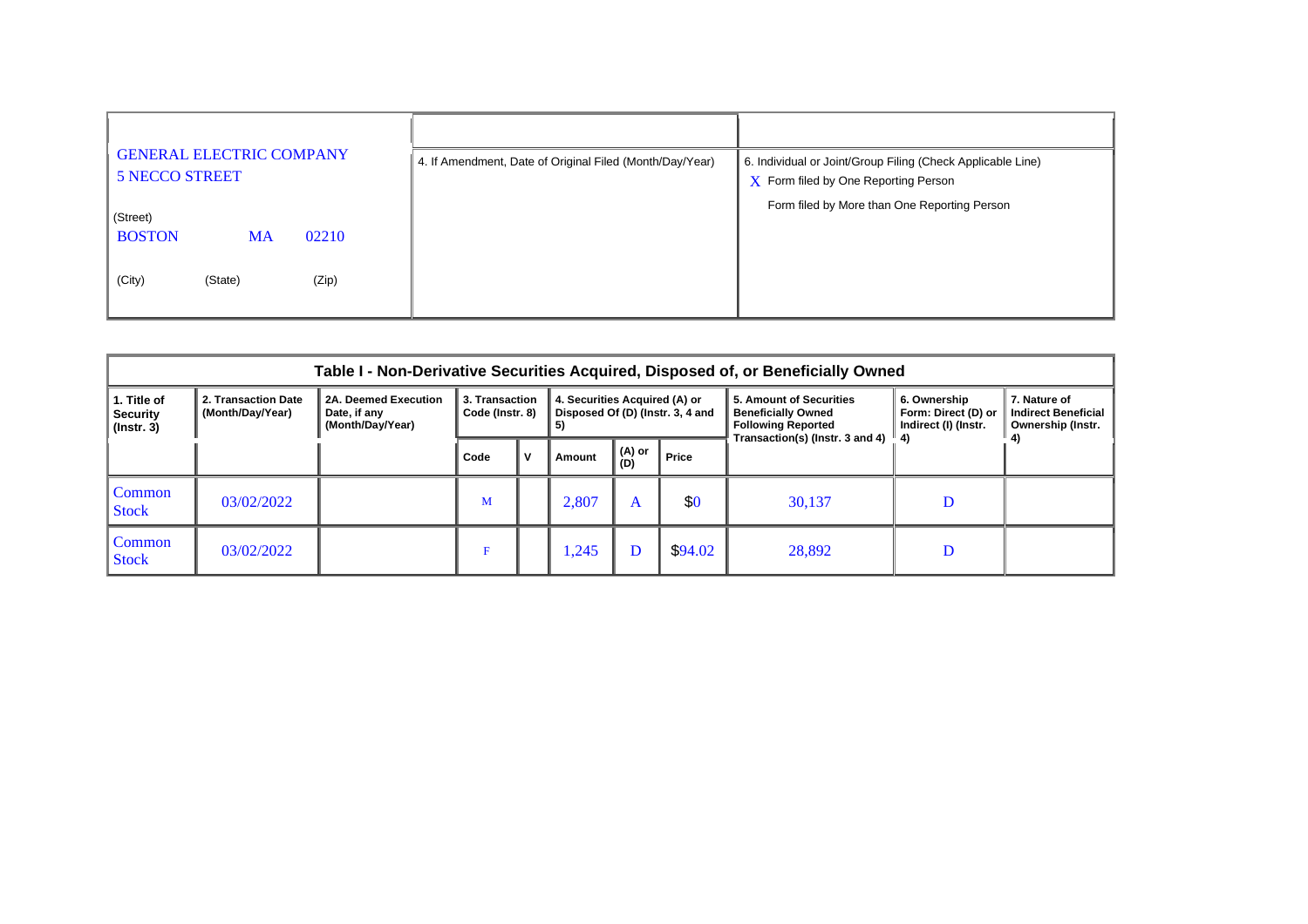| GENERAL ELECTRIC COMPANY<br>5 NECCO STREET | 4. If Amendment, Date of Original Filed (Month/Day/Year) | 6. Individual or Joint/Group Filing (Check Applicable Line) |
|---|---|---|
| (Street)<br>BOSTON MA 02210 | | X Form filed by One Reporting Person |
| (City) (State) (Zip) | | Form filed by More than One Reporting Person |

**Table I - Non-Derivative Securities Acquired, Disposed of, or Beneficially Owned**

| 1. Title of Security (Instr. 3) | 2. Transaction Date (Month/Day/Year) | 2A. Deemed Execution Date, if any (Month/Day/Year) | 3. Transaction Code (Instr. 8) | | 4. Securities Acquired (A) or Disposed Of (D) (Instr. 3, 4 and 5) | | | 5. Amount of Securities Beneficially Owned Following Reported Transaction(s) (Instr. 3 and 4) | 6. Ownership Form: Direct (D) or Indirect (I) (Instr. 4) | 7. Nature of Indirect Beneficial Ownership (Instr. 4) |
|---|---|---|---|---|---|---|---|---|---|---|
| | | | Code | V | Amount | (A) or (D) | Price | | | |
| Common Stock | 03/02/2022 | | M | | 2,807 | A | $0 | 30,137 | D | |
| Common Stock | 03/02/2022 | | F | | 1,245 | D | $94.02 | 28,892 | D | |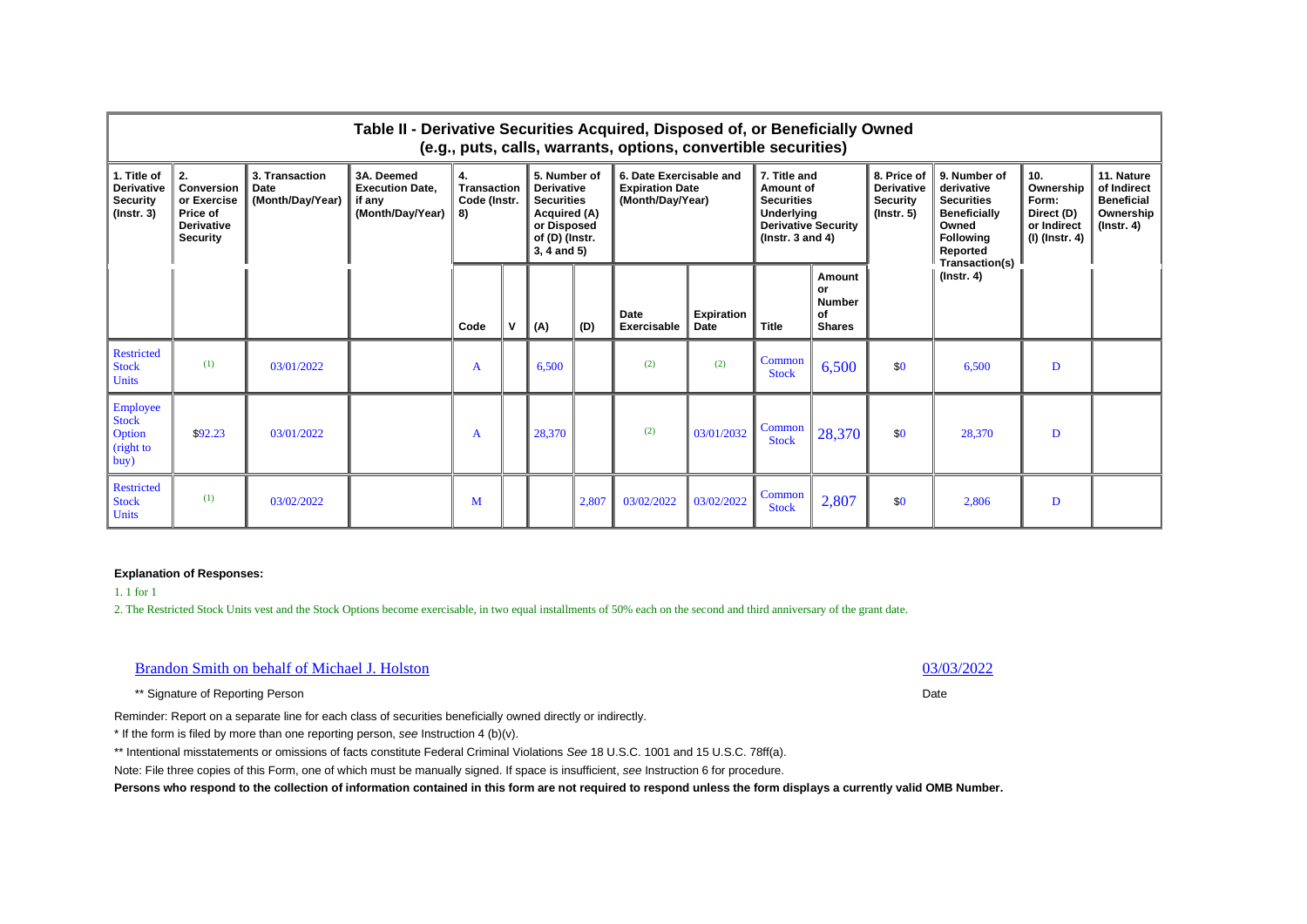## Table II - Derivative Securities Acquired, Disposed of, or Beneficially Owned (e.g., puts, calls, warrants, options, convertible securities)

| 1. Title of Derivative Security (Instr. 3) | 2. Conversion or Exercise Price of Derivative Security | 3. Transaction Date (Month/Day/Year) | 3A. Deemed Execution Date, if any (Month/Day/Year) | 4. Transaction Code (Instr. 8) | | 5. Number of Derivative Securities Acquired (A) or Disposed of (D) (Instr. 3, 4 and 5) | | 6. Date Exercisable and Expiration Date (Month/Day/Year) | | 7. Title and Amount of Securities Underlying Derivative Security (Instr. 3 and 4) | | 8. Price of Derivative Security (Instr. 5) | 9. Number of derivative Securities Beneficially Owned Following Reported Transaction(s) (Instr. 4) | 10. Ownership Form: Direct (D) or Indirect (I) (Instr. 4) | 11. Nature of Indirect Beneficial Ownership (Instr. 4) |
|---|---|---|---|---|---|---|---|---|---|---|---|---|---|---|---|
| | | | | Code | V | (A) | (D) | Date Exercisable | Expiration Date | Title | Amount or Number of Shares | | | | |
| Restricted Stock Units | (1) | 03/01/2022 | | A | | 6,500 | | (2) | (2) | Common Stock | 6,500 | $0 | 6,500 | D | |
| Employee Stock Option (right to buy) | $92.23 | 03/01/2022 | | A | | 28,370 | | (2) | 03/01/2032 | Common Stock | 28,370 | $0 | 28,370 | D | |
| Restricted Stock Units | (1) | 03/02/2022 | | M | | | 2,807 | 03/02/2022 | 03/02/2022 | Common Stock | 2,807 | $0 | 2,806 | D | |

**Explanation of Responses:**

1. 1 for 1

2. The Restricted Stock Units vest and the Stock Options become exercisable, in two equal installments of 50% each on the second and third anniversary of the grant date.

Brandon Smith on behalf of Michael J. Holston — 03/03/2022

** Signature of Reporting Person — Date

Reminder: Report on a separate line for each class of securities beneficially owned directly or indirectly.

* If the form is filed by more than one reporting person, *see* Instruction 4 (b)(v).

** Intentional misstatements or omissions of facts constitute Federal Criminal Violations *See* 18 U.S.C. 1001 and 15 U.S.C. 78ff(a).

Note: File three copies of this Form, one of which must be manually signed. If space is insufficient, *see* Instruction 6 for procedure.

**Persons who respond to the collection of information contained in this form are not required to respond unless the form displays a currently valid OMB Number.**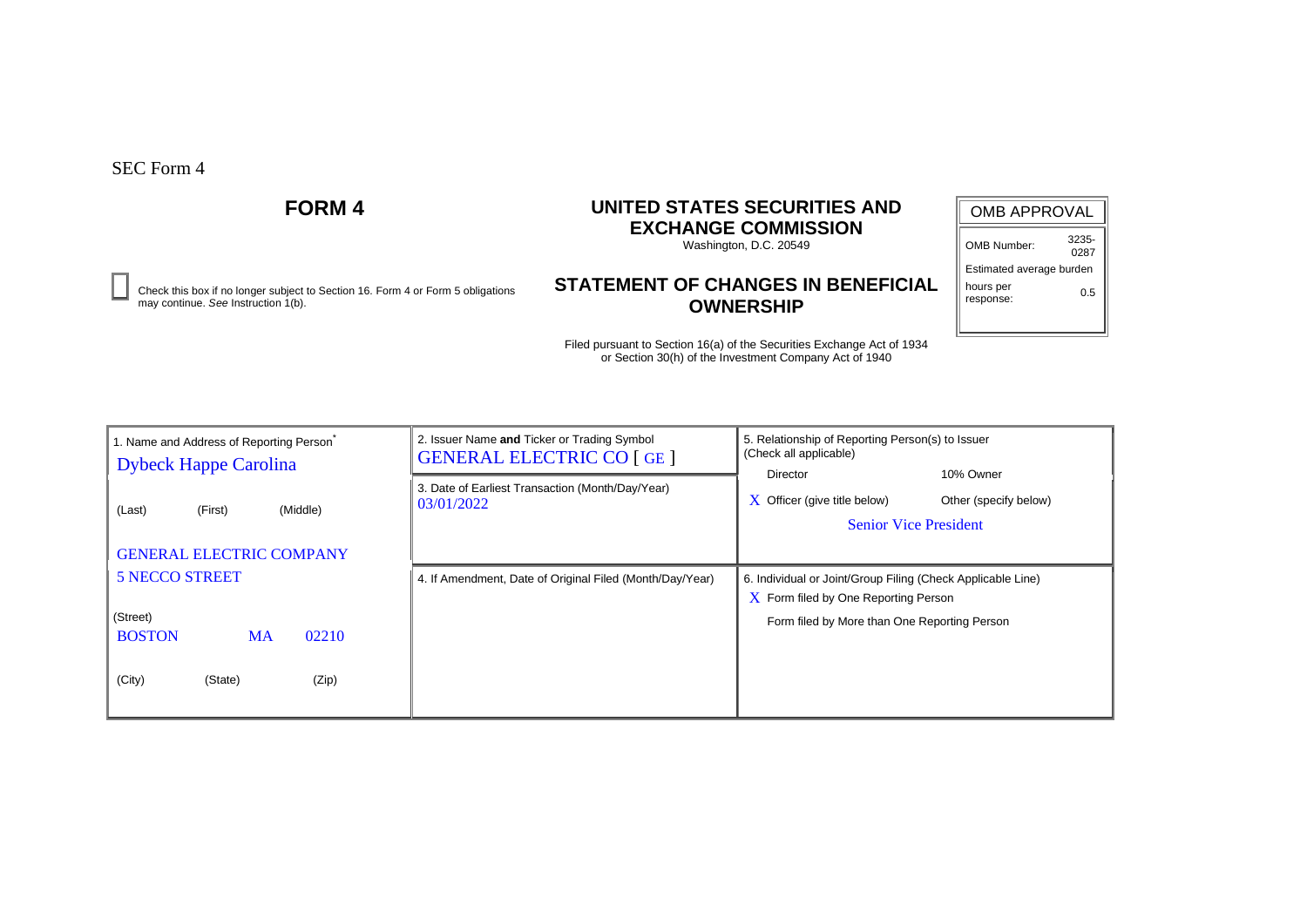SEC Form 4

# FORM 4

## UNITED STATES SECURITIES AND EXCHANGE COMMISSION

Washington, D.C. 20549

## STATEMENT OF CHANGES IN BENEFICIAL OWNERSHIP

Filed pursuant to Section 16(a) of the Securities Exchange Act of 1934 or Section 30(h) of the Investment Company Act of 1940

| OMB APPROVAL | |
|---|---|
| OMB Number: | 3235-0287 |
| Estimated average burden | |
| hours per response: | 0.5 |

☐ Check this box if no longer subject to Section 16. Form 4 or Form 5 obligations may continue. *See* Instruction 1(b).

| 1. Name and Address of Reporting Person* | 2. Issuer Name **and** Ticker or Trading Symbol | 5. Relationship of Reporting Person(s) to Issuer (Check all applicable) |
|---|---|---|
| Dybeck Happe Carolina | GENERAL ELECTRIC CO [ GE ] | Director / 10% Owner |
| (Last) (First) (Middle) | 3. Date of Earliest Transaction (Month/Day/Year) 03/01/2022 | X Officer (give title below) / Other (specify below) |
| GENERAL ELECTRIC COMPANY 5 NECCO STREET | | Senior Vice President |
| (Street) | 4. If Amendment, Date of Original Filed (Month/Day/Year) | 6. Individual or Joint/Group Filing (Check Applicable Line) |
| BOSTON MA 02210 | | X Form filed by One Reporting Person |
| (City) (State) (Zip) | | Form filed by More than One Reporting Person |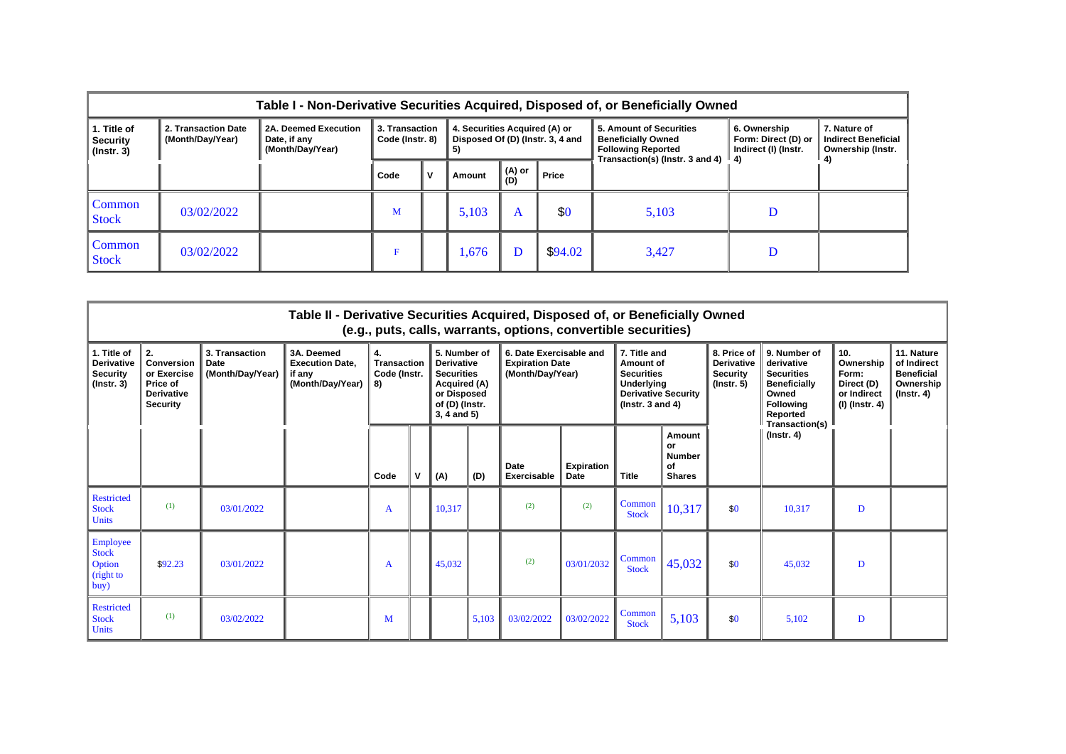| Table I - Non-Derivative Securities Acquired, Disposed of, or Beneficially Owned | | | | | | | | | | |
|---|---|---|---|---|---|---|---|---|---|---|
| 1. Title of Security (Instr. 3) | 2. Transaction Date (Month/Day/Year) | 2A. Deemed Execution Date, if any (Month/Day/Year) | 3. Transaction Code (Instr. 8) | | 4. Securities Acquired (A) or Disposed Of (D) (Instr. 3, 4 and 5) | | | 5. Amount of Securities Beneficially Owned Following Reported Transaction(s) (Instr. 3 and 4) | 6. Ownership Form: Direct (D) or Indirect (I) (Instr. 4) | 7. Nature of Indirect Beneficial Ownership (Instr. 4) |
| | | | Code | V | Amount | (A) or (D) | Price | | | |
| Common Stock | 03/02/2022 | | M | | 5,103 | A | $0 | 5,103 | D | |
| Common Stock | 03/02/2022 | | F | | 1,676 | D | $94.02 | 3,427 | D | |

| Table II - Derivative Securities Acquired, Disposed of, or Beneficially Owned (e.g., puts, calls, warrants, options, convertible securities) | | | | | | | | | | | | | | | |
|---|---|---|---|---|---|---|---|---|---|---|---|---|---|---|---|
| 1. Title of Derivative Security (Instr. 3) | 2. Conversion or Exercise Price of Derivative Security | 3. Transaction Date (Month/Day/Year) | 3A. Deemed Execution Date, if any (Month/Day/Year) | 4. Transaction Code (Instr. 8) | | 5. Number of Derivative Securities Acquired (A) or Disposed of (D) (Instr. 3, 4 and 5) | | 6. Date Exercisable and Expiration Date (Month/Day/Year) | | 7. Title and Amount of Securities Underlying Derivative Security (Instr. 3 and 4) | | 8. Price of Derivative Security (Instr. 5) | 9. Number of derivative Securities Beneficially Owned Following Reported Transaction(s) (Instr. 4) | 10. Ownership Form: Direct (D) or Indirect (I) (Instr. 4) | 11. Nature of Indirect Beneficial Ownership (Instr. 4) |
| | | | | Code | V | (A) | (D) | Date Exercisable | Expiration Date | Title | Amount or Number of Shares | | | | |
| Restricted Stock Units | (1) | 03/01/2022 | | A | | 10,317 | | (2) | (2) | Common Stock | 10,317 | $0 | 10,317 | D | |
| Employee Stock Option (right to buy) | $92.23 | 03/01/2022 | | A | | 45,032 | | (2) | 03/01/2032 | Common Stock | 45,032 | $0 | 45,032 | D | |
| Restricted Stock Units | (1) | 03/02/2022 | | M | | | 5,103 | 03/02/2022 | 03/02/2022 | Common Stock | 5,103 | $0 | 5,102 | D | |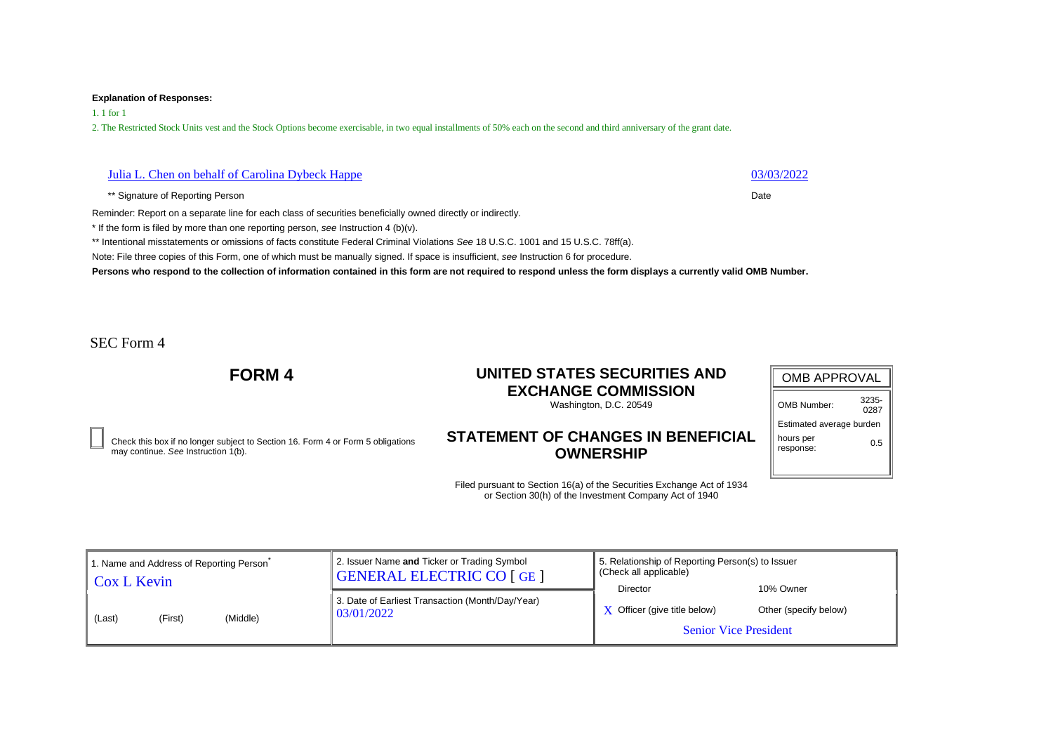**Explanation of Responses:**

1. 1 for 1

2. The Restricted Stock Units vest and the Stock Options become exercisable, in two equal installments of 50% each on the second and third anniversary of the grant date.

| Julia L. Chen on behalf of Carolina Dybeck Happe | 03/03/2022 |
|---|---|
| ** Signature of Reporting Person | Date |

Reminder: Report on a separate line for each class of securities beneficially owned directly or indirectly.

* If the form is filed by more than one reporting person, *see* Instruction 4 (b)(v).

** Intentional misstatements or omissions of facts constitute Federal Criminal Violations *See* 18 U.S.C. 1001 and 15 U.S.C. 78ff(a).

Note: File three copies of this Form, one of which must be manually signed. If space is insufficient, *see* Instruction 6 for procedure.

**Persons who respond to the collection of information contained in this form are not required to respond unless the form displays a currently valid OMB Number.**

SEC Form 4

# FORM 4

## UNITED STATES SECURITIES AND EXCHANGE COMMISSION

Washington, D.C. 20549

## STATEMENT OF CHANGES IN BENEFICIAL OWNERSHIP

Filed pursuant to Section 16(a) of the Securities Exchange Act of 1934 or Section 30(h) of the Investment Company Act of 1940

| OMB APPROVAL | |
|---|---|
| OMB Number: | 3235-0287 |
| Estimated average burden | |
| hours per response: | 0.5 |

☐ Check this box if no longer subject to Section 16. Form 4 or Form 5 obligations may continue. *See* Instruction 1(b).

| 1. Name and Address of Reporting Person* | 2. Issuer Name **and** Ticker or Trading Symbol | 5. Relationship of Reporting Person(s) to Issuer (Check all applicable) | |
|---|---|---|---|
| Cox L Kevin | GENERAL ELECTRIC CO [ GE ] | Director | 10% Owner |
| (Last) (First) (Middle) | 3. Date of Earliest Transaction (Month/Day/Year) 03/01/2022 | X Officer (give title below) | Other (specify below) |
| | | Senior Vice President | |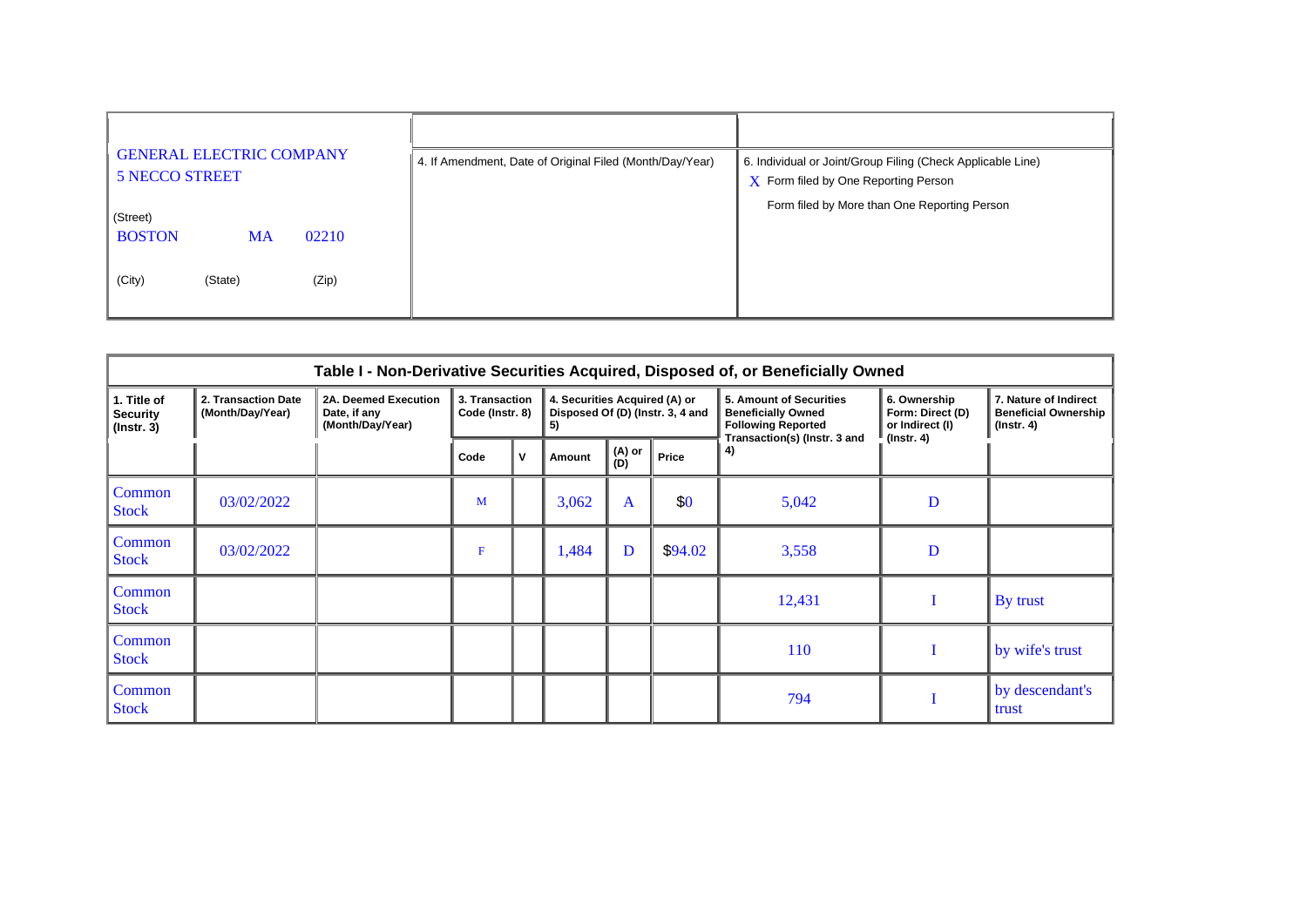| GENERAL ELECTRIC COMPANY<br>5 NECCO STREET<br><br>(Street)<br>BOSTON MA 02210<br><br>(City) (State) (Zip) | 4. If Amendment, Date of Original Filed (Month/Day/Year) | 6. Individual or Joint/Group Filing (Check Applicable Line)<br>X Form filed by One Reporting Person<br>Form filed by More than One Reporting Person |
|---|---|---|

**Table I - Non-Derivative Securities Acquired, Disposed of, or Beneficially Owned**

| 1. Title of Security (Instr. 3) | 2. Transaction Date (Month/Day/Year) | 2A. Deemed Execution Date, if any (Month/Day/Year) | 3. Transaction Code (Instr. 8) | | 4. Securities Acquired (A) or Disposed Of (D) (Instr. 3, 4 and 5) | | | 5. Amount of Securities Beneficially Owned Following Reported Transaction(s) (Instr. 3 and 4) | 6. Ownership Form: Direct (D) or Indirect (I) (Instr. 4) | 7. Nature of Indirect Beneficial Ownership (Instr. 4) |
|---|---|---|---|---|---|---|---|---|---|---|
| | | | Code | V | Amount | (A) or (D) | Price | | | |
| Common Stock | 03/02/2022 | | M | | 3,062 | A | $0 | 5,042 | D | |
| Common Stock | 03/02/2022 | | F | | 1,484 | D | $94.02 | 3,558 | D | |
| Common Stock | | | | | | | | 12,431 | I | By trust |
| Common Stock | | | | | | | | 110 | I | by wife's trust |
| Common Stock | | | | | | | | 794 | I | by descendant's trust |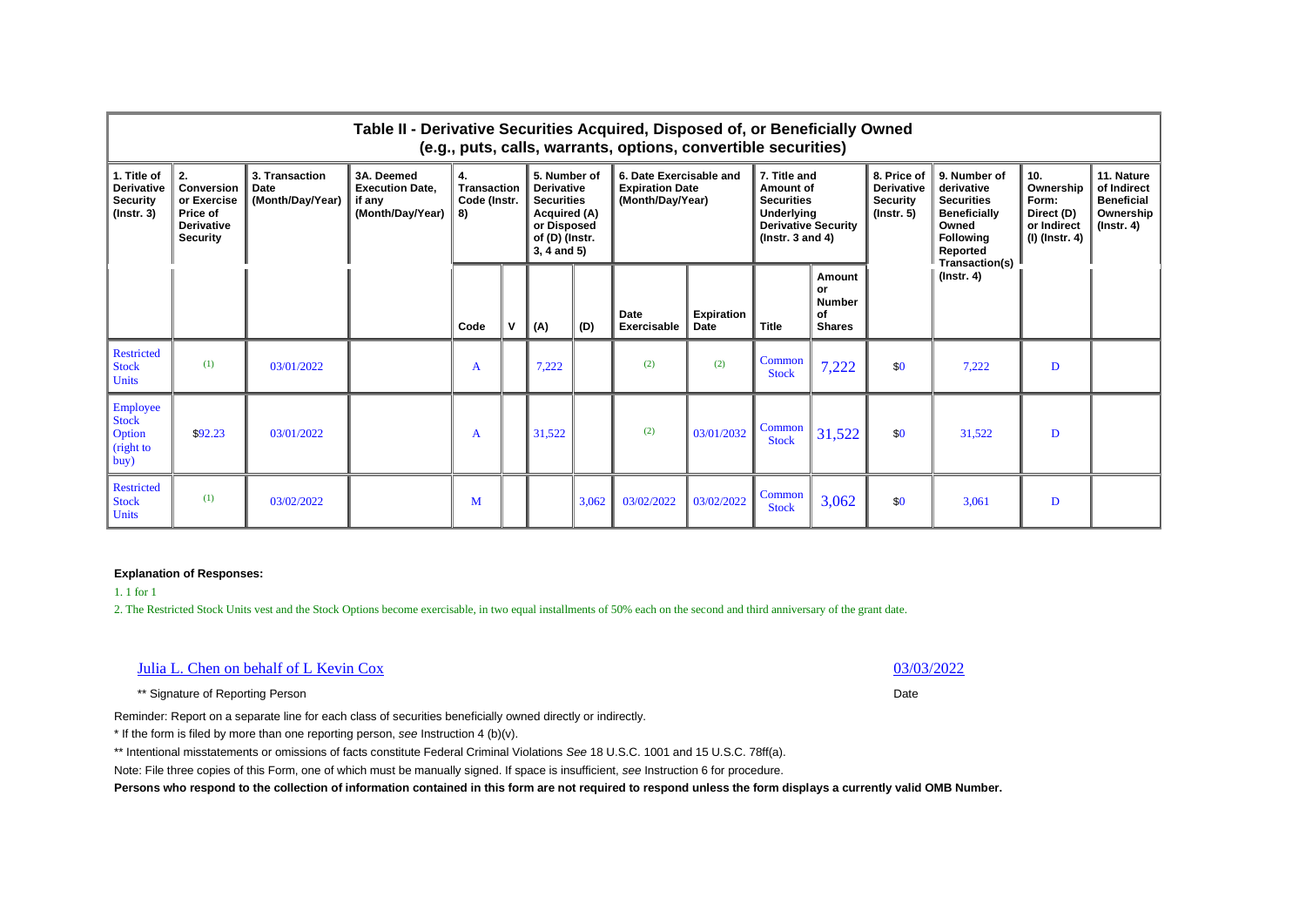## Table II - Derivative Securities Acquired, Disposed of, or Beneficially Owned
### (e.g., puts, calls, warrants, options, convertible securities)

| 1. Title of Derivative Security (Instr. 3) | 2. Conversion or Exercise Price of Derivative Security | 3. Transaction Date (Month/Day/Year) | 3A. Deemed Execution Date, if any (Month/Day/Year) | 4. Transaction Code (Instr. 8) | | 5. Number of Derivative Securities Acquired (A) or Disposed of (D) (Instr. 3, 4 and 5) | | 6. Date Exercisable and Expiration Date (Month/Day/Year) | | 7. Title and Amount of Securities Underlying Derivative Security (Instr. 3 and 4) | | 8. Price of Derivative Security (Instr. 5) | 9. Number of derivative Securities Beneficially Owned Following Reported Transaction(s) (Instr. 4) | 10. Ownership Form: Direct (D) or Indirect (I) (Instr. 4) | 11. Nature of Indirect Beneficial Ownership (Instr. 4) |
|---|---|---|---|---|---|---|---|---|---|---|---|---|---|---|---|
| | | | | Code | V | (A) | (D) | Date Exercisable | Expiration Date | Title | Amount or Number of Shares | | | | |
| Restricted Stock Units | (1) | 03/01/2022 | | A | | 7,222 | | (2) | (2) | Common Stock | 7,222 | $0 | 7,222 | D | |
| Employee Stock Option (right to buy) | $92.23 | 03/01/2022 | | A | | 31,522 | | (2) | 03/01/2032 | Common Stock | 31,522 | $0 | 31,522 | D | |
| Restricted Stock Units | (1) | 03/02/2022 | | M | | | 3,062 | 03/02/2022 | 03/02/2022 | Common Stock | 3,062 | $0 | 3,061 | D | |

**Explanation of Responses:**

1. 1 for 1

2. The Restricted Stock Units vest and the Stock Options become exercisable, in two equal installments of 50% each on the second and third anniversary of the grant date.

Julia L. Chen on behalf of L Kevin Cox — 03/03/2022

** Signature of Reporting Person — Date

Reminder: Report on a separate line for each class of securities beneficially owned directly or indirectly.

* If the form is filed by more than one reporting person, *see* Instruction 4 (b)(v).

** Intentional misstatements or omissions of facts constitute Federal Criminal Violations *See* 18 U.S.C. 1001 and 15 U.S.C. 78ff(a).

Note: File three copies of this Form, one of which must be manually signed. If space is insufficient, *see* Instruction 6 for procedure.

**Persons who respond to the collection of information contained in this form are not required to respond unless the form displays a currently valid OMB Number.**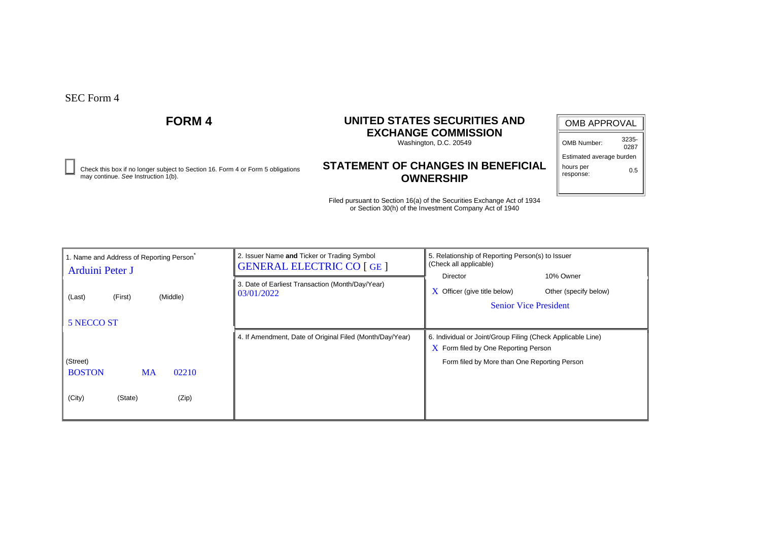SEC Form 4

# FORM 4

# UNITED STATES SECURITIES AND EXCHANGE COMMISSION

Washington, D.C. 20549

☐ Check this box if no longer subject to Section 16. Form 4 or Form 5 obligations may continue. *See* Instruction 1(b).

## STATEMENT OF CHANGES IN BENEFICIAL OWNERSHIP

Filed pursuant to Section 16(a) of the Securities Exchange Act of 1934 or Section 30(h) of the Investment Company Act of 1940

| OMB APPROVAL | |
|---|---|
| OMB Number: | 3235-0287 |
| Estimated average burden | |
| hours per response: | 0.5 |

| 1. Name and Address of Reporting Person* | 2. Issuer Name **and** Ticker or Trading Symbol | 5. Relationship of Reporting Person(s) to Issuer (Check all applicable) |
|---|---|---|
| Arduini Peter J | GENERAL ELECTRIC CO [ GE ] | Director / 10% Owner |
| (Last) (First) (Middle) | 3. Date of Earliest Transaction (Month/Day/Year) 03/01/2022 | X Officer (give title below) / Other (specify below) |
| 5 NECCO ST | | Senior Vice President |
| (Street) | 4. If Amendment, Date of Original Filed (Month/Day/Year) | 6. Individual or Joint/Group Filing (Check Applicable Line) |
| BOSTON MA 02210 | | X Form filed by One Reporting Person |
| (City) (State) (Zip) | | Form filed by More than One Reporting Person |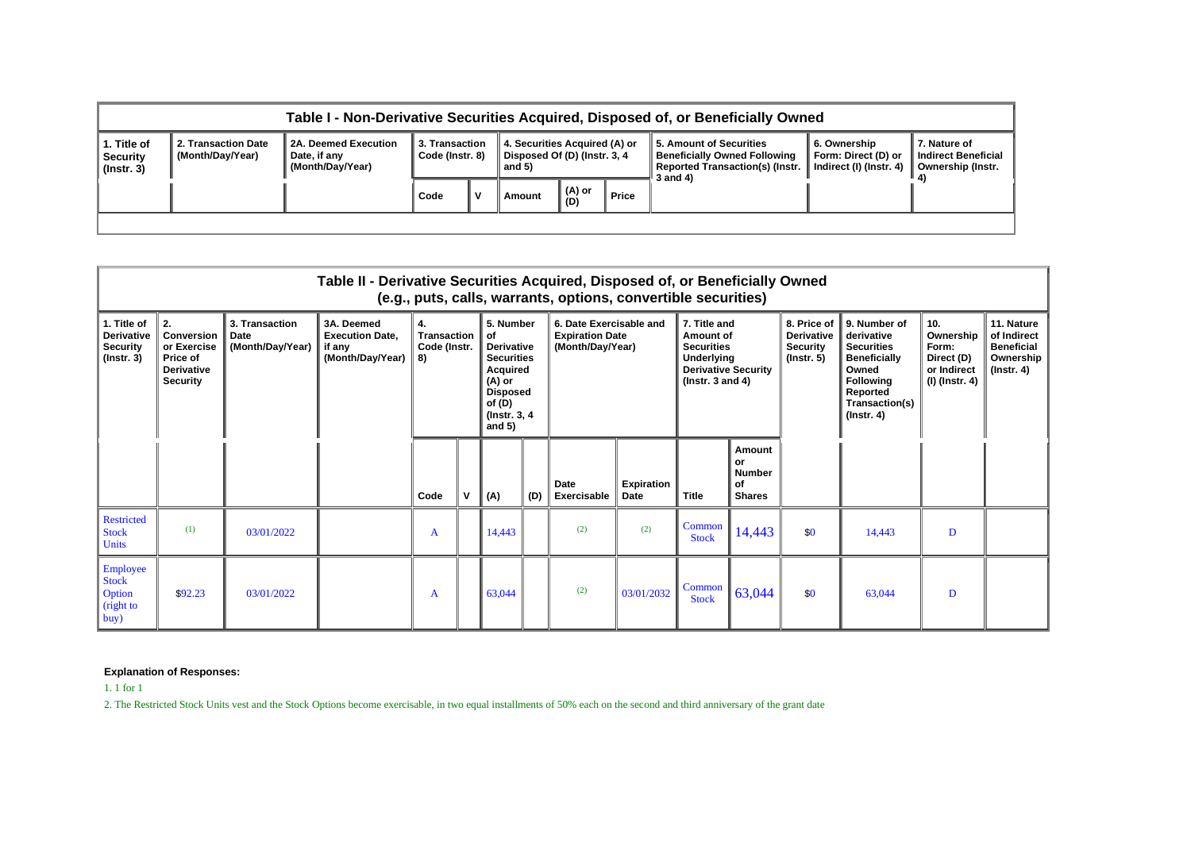| Table I - Non-Derivative Securities Acquired, Disposed of, or Beneficially Owned | | | | | | | | | |
|---|---|---|---|---|---|---|---|---|---|
| 1. Title of Security (Instr. 3) | 2. Transaction Date (Month/Day/Year) | 2A. Deemed Execution Date, if any (Month/Day/Year) | 3. Transaction Code (Instr. 8) | | 4. Securities Acquired (A) or Disposed Of (D) (Instr. 3, 4 and 5) | | | 5. Amount of Securities Beneficially Owned Following Reported Transaction(s) (Instr. 3 and 4) | 6. Ownership Form: Direct (D) or Indirect (I) (Instr. 4) | 7. Nature of Indirect Beneficial Ownership (Instr. 4) |
| | | | Code | V | Amount | (A) or (D) | Price | | | |

| Table II - Derivative Securities Acquired, Disposed of, or Beneficially Owned (e.g., puts, calls, warrants, options, convertible securities) | | | | | | | | | | | | | | | |
|---|---|---|---|---|---|---|---|---|---|---|---|---|---|---|---|
| 1. Title of Derivative Security (Instr. 3) | 2. Conversion or Exercise Price of Derivative Security | 3. Transaction Date (Month/Day/Year) | 3A. Deemed Execution Date, if any (Month/Day/Year) | 4. Transaction Code (Instr. 8) | | 5. Number of Derivative Securities Acquired (A) or Disposed of (D) (Instr. 3, 4 and 5) | | 6. Date Exercisable and Expiration Date (Month/Day/Year) | | 7. Title and Amount of Securities Underlying Derivative Security (Instr. 3 and 4) | | 8. Price of Derivative Security (Instr. 5) | 9. Number of derivative Securities Beneficially Owned Following Reported Transaction(s) (Instr. 4) | 10. Ownership Form: Direct (D) or Indirect (I) (Instr. 4) | 11. Nature of Indirect Beneficial Ownership (Instr. 4) |
| | | | | Code | V | (A) | (D) | Date Exercisable | Expiration Date | Title | Amount or Number of Shares | | | | |
| Restricted Stock Units | (1) | 03/01/2022 | | A | | 14,443 | | (2) | (2) | Common Stock | 14,443 | $0 | 14,443 | D | |
| Employee Stock Option (right to buy) | $92.23 | 03/01/2022 | | A | | 63,044 | | (2) | 03/01/2032 | Common Stock | 63,044 | $0 | 63,044 | D | |

**Explanation of Responses:**

1. 1 for 1

2. The Restricted Stock Units vest and the Stock Options become exercisable, in two equal installments of 50% each on the second and third anniversary of the grant date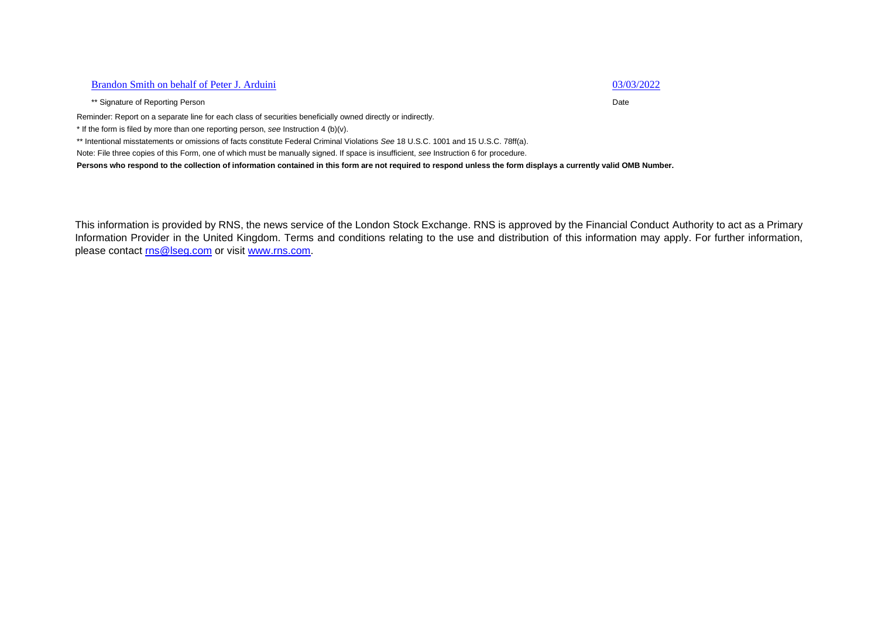| | |
|---|---|
| Brandon Smith on behalf of Peter J. Arduini | 03/03/2022 |
| ** Signature of Reporting Person | Date |

Reminder: Report on a separate line for each class of securities beneficially owned directly or indirectly.

* If the form is filed by more than one reporting person, *see* Instruction 4 (b)(v).

** Intentional misstatements or omissions of facts constitute Federal Criminal Violations *See* 18 U.S.C. 1001 and 15 U.S.C. 78ff(a).

Note: File three copies of this Form, one of which must be manually signed. If space is insufficient, *see* Instruction 6 for procedure.

**Persons who respond to the collection of information contained in this form are not required to respond unless the form displays a currently valid OMB Number.**

This information is provided by RNS, the news service of the London Stock Exchange. RNS is approved by the Financial Conduct Authority to act as a Primary Information Provider in the United Kingdom. Terms and conditions relating to the use and distribution of this information may apply. For further information, please contact rns@lseg.com or visit www.rns.com.